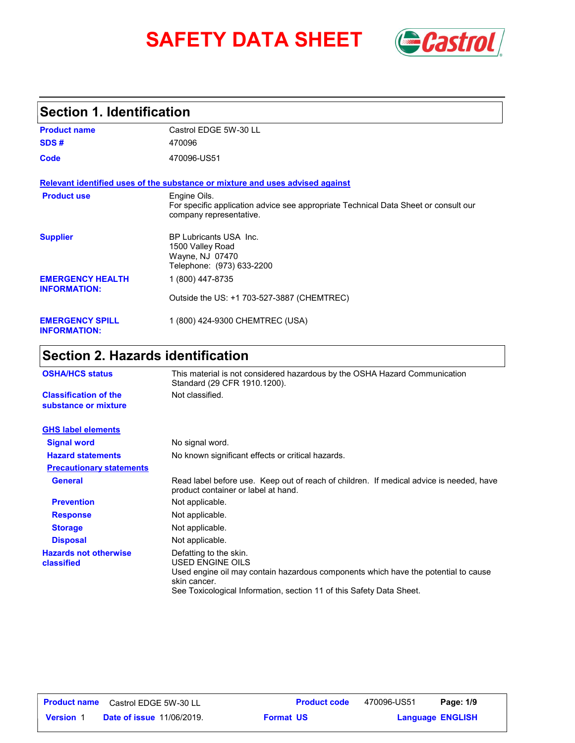# SAFETY DATA SHEET

## Section 1. Identification

| | |
|---|---|
| **Product name** | Castrol EDGE 5W-30 LL |
| **SDS #** | 470096 |
| **Code** | 470096-US51 |

**Relevant identified uses of the substance or mixture and uses advised against**

| | |
|---|---|
| **Product use** | Engine Oils.<br>For specific application advice see appropriate Technical Data Sheet or consult our company representative. |
| **Supplier** | BP Lubricants USA Inc.<br>1500 Valley Road<br>Wayne, NJ 07470<br>Telephone: (973) 633-2200 |
| **EMERGENCY HEALTH INFORMATION:** | 1 (800) 447-8735<br>Outside the US: +1 703-527-3887 (CHEMTREC) |
| **EMERGENCY SPILL INFORMATION:** | 1 (800) 424-9300 CHEMTREC (USA) |

## Section 2. Hazards identification

| | |
|---|---|
| **OSHA/HCS status** | This material is not considered hazardous by the OSHA Hazard Communication Standard (29 CFR 1910.1200). |
| **Classification of the substance or mixture** | Not classified. |

**GHS label elements**

| | |
|---|---|
| **Signal word** | No signal word. |
| **Hazard statements** | No known significant effects or critical hazards. |

**Precautionary statements**

| | |
|---|---|
| **General** | Read label before use. Keep out of reach of children. If medical advice is needed, have product container or label at hand. |
| **Prevention** | Not applicable. |
| **Response** | Not applicable. |
| **Storage** | Not applicable. |
| **Disposal** | Not applicable. |
| **Hazards not otherwise classified** | Defatting to the skin.<br>USED ENGINE OILS<br>Used engine oil may contain hazardous components which have the potential to cause skin cancer.<br>See Toxicological Information, section 11 of this Safety Data Sheet. |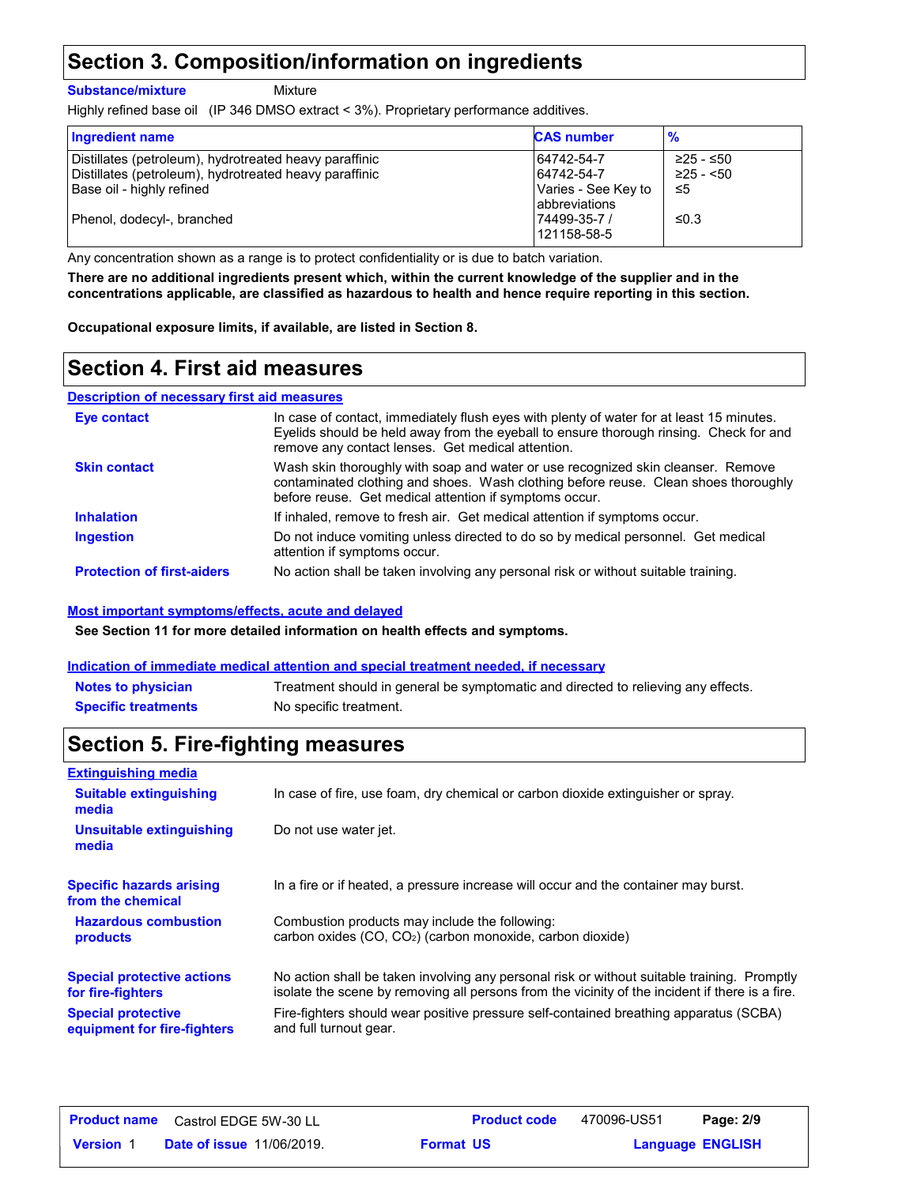# Section 3. Composition/information on ingredients

**Substance/mixture** Mixture

Highly refined base oil (IP 346 DMSO extract < 3%). Proprietary performance additives.

| Ingredient name | CAS number | % |
|---|---|---|
| Distillates (petroleum), hydrotreated heavy paraffinic | 64742-54-7 | ≥25 - ≤50 |
| Distillates (petroleum), hydrotreated heavy paraffinic | 64742-54-7 | ≥25 - <50 |
| Base oil - highly refined | Varies - See Key to abbreviations | ≤5 |
| Phenol, dodecyl-, branched | 74499-35-7 / 121158-58-5 | ≤0.3 |

Any concentration shown as a range is to protect confidentiality or is due to batch variation.

**There are no additional ingredients present which, within the current knowledge of the supplier and in the concentrations applicable, are classified as hazardous to health and hence require reporting in this section.**

**Occupational exposure limits, if available, are listed in Section 8.**

# Section 4. First aid measures

## Description of necessary first aid measures

**Eye contact**: In case of contact, immediately flush eyes with plenty of water for at least 15 minutes. Eyelids should be held away from the eyeball to ensure thorough rinsing. Check for and remove any contact lenses. Get medical attention.

**Skin contact**: Wash skin thoroughly with soap and water or use recognized skin cleanser. Remove contaminated clothing and shoes. Wash clothing before reuse. Clean shoes thoroughly before reuse. Get medical attention if symptoms occur.

**Inhalation**: If inhaled, remove to fresh air. Get medical attention if symptoms occur.

**Ingestion**: Do not induce vomiting unless directed to do so by medical personnel. Get medical attention if symptoms occur.

**Protection of first-aiders**: No action shall be taken involving any personal risk or without suitable training.

## Most important symptoms/effects, acute and delayed

**See Section 11 for more detailed information on health effects and symptoms.**

## Indication of immediate medical attention and special treatment needed, if necessary

**Notes to physician**: Treatment should in general be symptomatic and directed to relieving any effects.

**Specific treatments**: No specific treatment.

# Section 5. Fire-fighting measures

## Extinguishing media

**Suitable extinguishing media**: In case of fire, use foam, dry chemical or carbon dioxide extinguisher or spray.

**Unsuitable extinguishing media**: Do not use water jet.

**Specific hazards arising from the chemical**: In a fire or if heated, a pressure increase will occur and the container may burst.

**Hazardous combustion products**: Combustion products may include the following:
carbon oxides ($CO$, $CO_2$) (carbon monoxide, carbon dioxide)

**Special protective actions for fire-fighters**: No action shall be taken involving any personal risk or without suitable training. Promptly isolate the scene by removing all persons from the vicinity of the incident if there is a fire.

**Special protective equipment for fire-fighters**: Fire-fighters should wear positive pressure self-contained breathing apparatus (SCBA) and full turnout gear.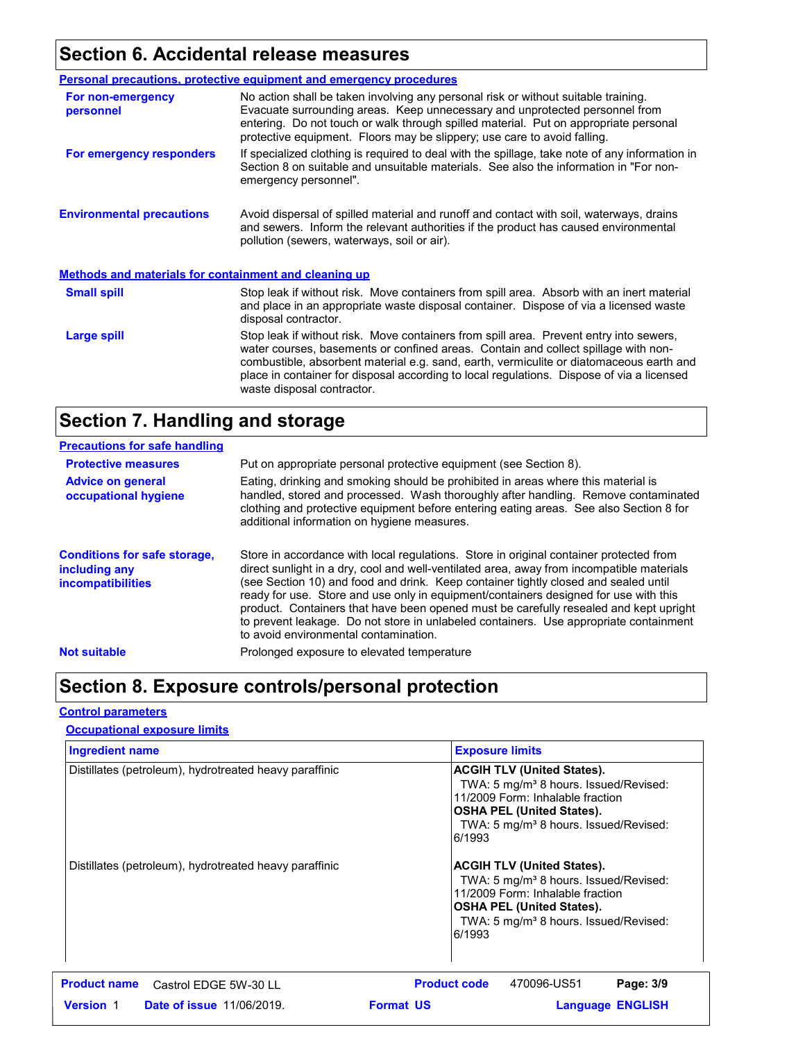## Section 6. Accidental release measures

### Personal precautions, protective equipment and emergency procedures

**For non-emergency personnel**

No action shall be taken involving any personal risk or without suitable training. Evacuate surrounding areas. Keep unnecessary and unprotected personnel from entering. Do not touch or walk through spilled material. Put on appropriate personal protective equipment. Floors may be slippery; use care to avoid falling.

**For emergency responders**

If specialized clothing is required to deal with the spillage, take note of any information in Section 8 on suitable and unsuitable materials. See also the information in "For non-emergency personnel".

**Environmental precautions**

Avoid dispersal of spilled material and runoff and contact with soil, waterways, drains and sewers. Inform the relevant authorities if the product has caused environmental pollution (sewers, waterways, soil or air).

### Methods and materials for containment and cleaning up

**Small spill**

Stop leak if without risk. Move containers from spill area. Absorb with an inert material and place in an appropriate waste disposal container. Dispose of via a licensed waste disposal contractor.

**Large spill**

Stop leak if without risk. Move containers from spill area. Prevent entry into sewers, water courses, basements or confined areas. Contain and collect spillage with non-combustible, absorbent material e.g. sand, earth, vermiculite or diatomaceous earth and place in container for disposal according to local regulations. Dispose of via a licensed waste disposal contractor.

## Section 7. Handling and storage

### Precautions for safe handling

**Protective measures**

Put on appropriate personal protective equipment (see Section 8).

**Advice on general occupational hygiene**

Eating, drinking and smoking should be prohibited in areas where this material is handled, stored and processed. Wash thoroughly after handling. Remove contaminated clothing and protective equipment before entering eating areas. See also Section 8 for additional information on hygiene measures.

**Conditions for safe storage, including any incompatibilities**

Store in accordance with local regulations. Store in original container protected from direct sunlight in a dry, cool and well-ventilated area, away from incompatible materials (see Section 10) and food and drink. Keep container tightly closed and sealed until ready for use. Store and use only in equipment/containers designed for use with this product. Containers that have been opened must be carefully resealed and kept upright to prevent leakage. Do not store in unlabeled containers. Use appropriate containment to avoid environmental contamination.

**Not suitable**

Prolonged exposure to elevated temperature

## Section 8. Exposure controls/personal protection

### Control parameters

#### Occupational exposure limits

| Ingredient name | Exposure limits |
|---|---|
| Distillates (petroleum), hydrotreated heavy paraffinic | **ACGIH TLV (United States).**<br>TWA: 5 mg/m³ 8 hours. Issued/Revised: 11/2009 Form: Inhalable fraction<br>**OSHA PEL (United States).**<br>TWA: 5 mg/m³ 8 hours. Issued/Revised: 6/1993 |
| Distillates (petroleum), hydrotreated heavy paraffinic | **ACGIH TLV (United States).**<br>TWA: 5 mg/m³ 8 hours. Issued/Revised: 11/2009 Form: Inhalable fraction<br>**OSHA PEL (United States).**<br>TWA: 5 mg/m³ 8 hours. Issued/Revised: 6/1993 |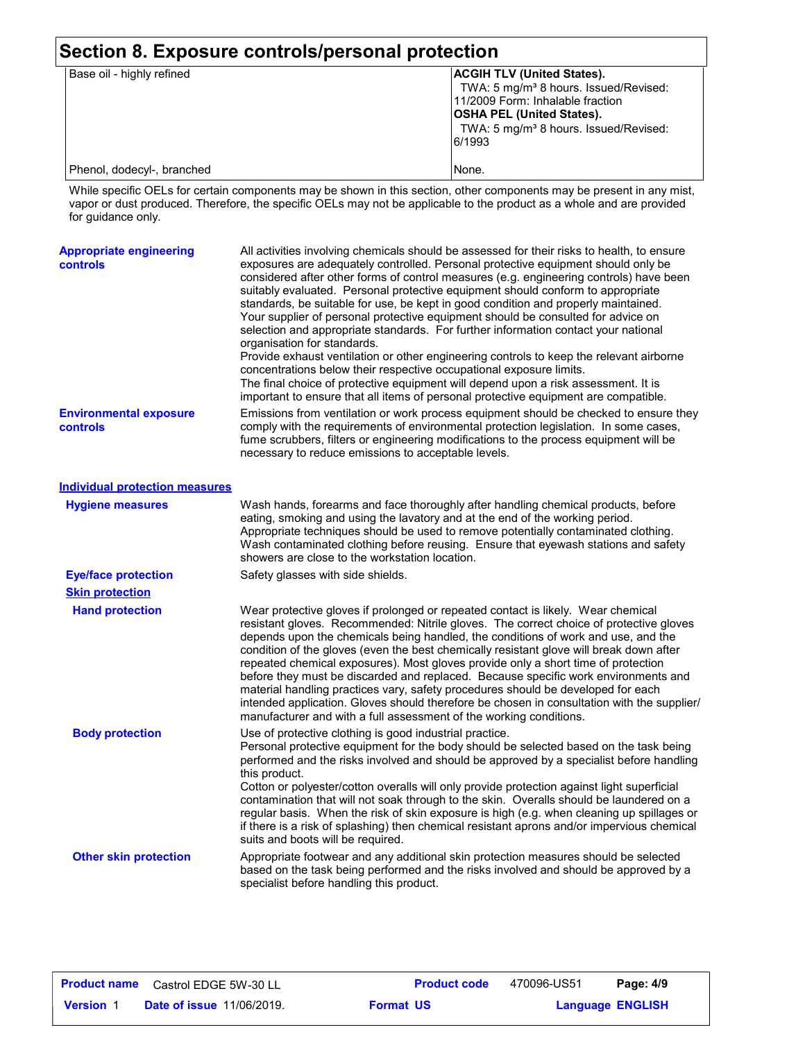# Section 8. Exposure controls/personal protection

| | |
|---|---|
| Base oil - highly refined | **ACGIH TLV (United States).**<br>TWA: 5 mg/m³ 8 hours. Issued/Revised: 11/2009 Form: Inhalable fraction<br>**OSHA PEL (United States).**<br>TWA: 5 mg/m³ 8 hours. Issued/Revised: 6/1993 |
| Phenol, dodecyl-, branched | None. |

While specific OELs for certain components may be shown in this section, other components may be present in any mist, vapor or dust produced. Therefore, the specific OELs may not be applicable to the product as a whole and are provided for guidance only.

**Appropriate engineering controls**

All activities involving chemicals should be assessed for their risks to health, to ensure exposures are adequately controlled. Personal protective equipment should only be considered after other forms of control measures (e.g. engineering controls) have been suitably evaluated. Personal protective equipment should conform to appropriate standards, be suitable for use, be kept in good condition and properly maintained. Your supplier of personal protective equipment should be consulted for advice on selection and appropriate standards. For further information contact your national organisation for standards.
Provide exhaust ventilation or other engineering controls to keep the relevant airborne concentrations below their respective occupational exposure limits.
The final choice of protective equipment will depend upon a risk assessment. It is important to ensure that all items of personal protective equipment are compatible.

**Environmental exposure controls**

Emissions from ventilation or work process equipment should be checked to ensure they comply with the requirements of environmental protection legislation. In some cases, fume scrubbers, filters or engineering modifications to the process equipment will be necessary to reduce emissions to acceptable levels.

## Individual protection measures

**Hygiene measures**

Wash hands, forearms and face thoroughly after handling chemical products, before eating, smoking and using the lavatory and at the end of the working period. Appropriate techniques should be used to remove potentially contaminated clothing. Wash contaminated clothing before reusing. Ensure that eyewash stations and safety showers are close to the workstation location.

**Eye/face protection**

Safety glasses with side shields.

### Skin protection

**Hand protection**

Wear protective gloves if prolonged or repeated contact is likely. Wear chemical resistant gloves. Recommended: Nitrile gloves. The correct choice of protective gloves depends upon the chemicals being handled, the conditions of work and use, and the condition of the gloves (even the best chemically resistant glove will break down after repeated chemical exposures). Most gloves provide only a short time of protection before they must be discarded and replaced. Because specific work environments and material handling practices vary, safety procedures should be developed for each intended application. Gloves should therefore be chosen in consultation with the supplier/manufacturer and with a full assessment of the working conditions.

**Body protection**

Use of protective clothing is good industrial practice.
Personal protective equipment for the body should be selected based on the task being performed and the risks involved and should be approved by a specialist before handling this product.
Cotton or polyester/cotton overalls will only provide protection against light superficial contamination that will not soak through to the skin. Overalls should be laundered on a regular basis. When the risk of skin exposure is high (e.g. when cleaning up spillages or if there is a risk of splashing) then chemical resistant aprons and/or impervious chemical suits and boots will be required.

**Other skin protection**

Appropriate footwear and any additional skin protection measures should be selected based on the task being performed and the risks involved and should be approved by a specialist before handling this product.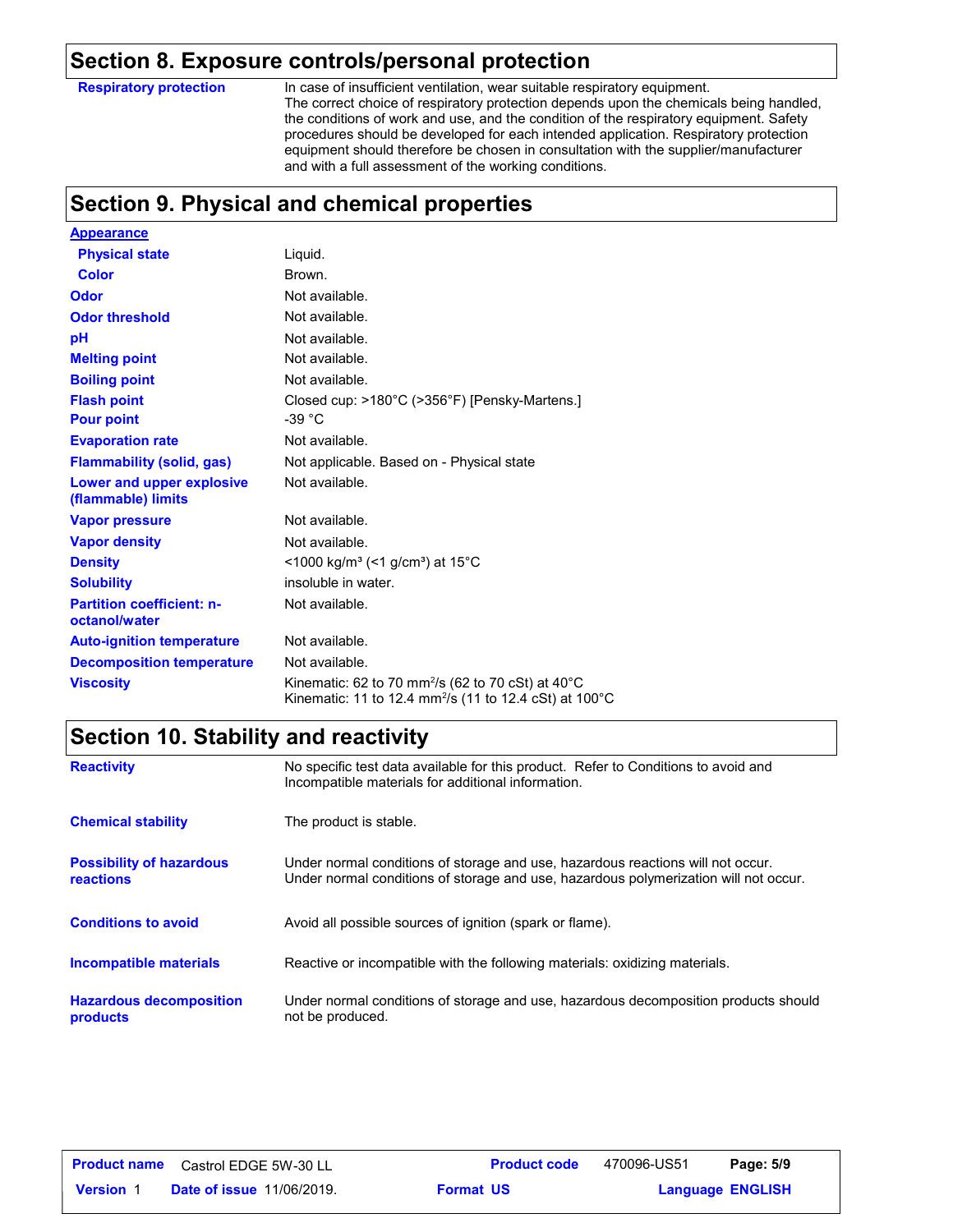## Section 8. Exposure controls/personal protection

| | |
|---|---|
| **Respiratory protection** | In case of insufficient ventilation, wear suitable respiratory equipment. The correct choice of respiratory protection depends upon the chemicals being handled, the conditions of work and use, and the condition of the respiratory equipment. Safety procedures should be developed for each intended application. Respiratory protection equipment should therefore be chosen in consultation with the supplier/manufacturer and with a full assessment of the working conditions. |

## Section 9. Physical and chemical properties

| | |
|---|---|
| **Appearance** | |
| **Physical state** | Liquid. |
| **Color** | Brown. |
| **Odor** | Not available. |
| **Odor threshold** | Not available. |
| **pH** | Not available. |
| **Melting point** | Not available. |
| **Boiling point** | Not available. |
| **Flash point** | Closed cup: >180°C (>356°F) [Pensky-Martens.] |
| **Pour point** | -39 °C |
| **Evaporation rate** | Not available. |
| **Flammability (solid, gas)** | Not applicable. Based on - Physical state |
| **Lower and upper explosive (flammable) limits** | Not available. |
| **Vapor pressure** | Not available. |
| **Vapor density** | Not available. |
| **Density** | <1000 kg/m³ (<1 g/cm³) at 15°C |
| **Solubility** | insoluble in water. |
| **Partition coefficient: n-octanol/water** | Not available. |
| **Auto-ignition temperature** | Not available. |
| **Decomposition temperature** | Not available. |
| **Viscosity** | Kinematic: 62 to 70 mm²/s (62 to 70 cSt) at 40°C<br>Kinematic: 11 to 12.4 mm²/s (11 to 12.4 cSt) at 100°C |

## Section 10. Stability and reactivity

| | |
|---|---|
| **Reactivity** | No specific test data available for this product. Refer to Conditions to avoid and Incompatible materials for additional information. |
| **Chemical stability** | The product is stable. |
| **Possibility of hazardous reactions** | Under normal conditions of storage and use, hazardous reactions will not occur.<br>Under normal conditions of storage and use, hazardous polymerization will not occur. |
| **Conditions to avoid** | Avoid all possible sources of ignition (spark or flame). |
| **Incompatible materials** | Reactive or incompatible with the following materials: oxidizing materials. |
| **Hazardous decomposition products** | Under normal conditions of storage and use, hazardous decomposition products should not be produced. |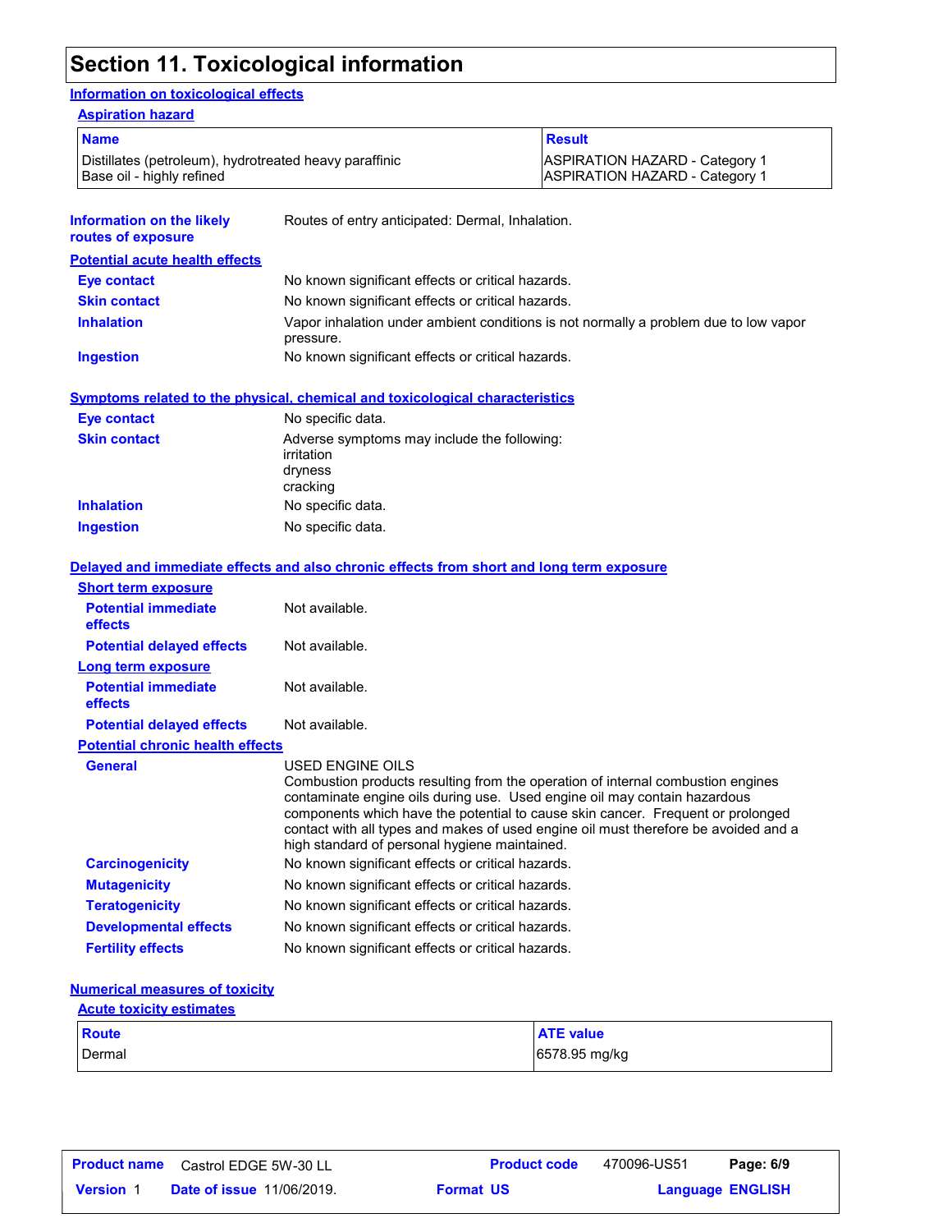# Section 11. Toxicological information

## Information on toxicological effects

### Aspiration hazard

| Name | Result |
|---|---|
| Distillates (petroleum), hydrotreated heavy paraffinic | ASPIRATION HAZARD - Category 1 |
| Base oil - highly refined | ASPIRATION HAZARD - Category 1 |

**Information on the likely routes of exposure** Routes of entry anticipated: Dermal, Inhalation.

### Potential acute health effects

**Eye contact** No known significant effects or critical hazards.

**Skin contact** No known significant effects or critical hazards.

**Inhalation** Vapor inhalation under ambient conditions is not normally a problem due to low vapor pressure.

**Ingestion** No known significant effects or critical hazards.

### Symptoms related to the physical, chemical and toxicological characteristics

**Eye contact** No specific data.

**Skin contact** Adverse symptoms may include the following:
irritation
dryness
cracking

**Inhalation** No specific data.

**Ingestion** No specific data.

### Delayed and immediate effects and also chronic effects from short and long term exposure

#### Short term exposure

**Potential immediate effects** Not available.

**Potential delayed effects** Not available.

#### Long term exposure

**Potential immediate effects** Not available.

**Potential delayed effects** Not available.

#### Potential chronic health effects

**General** USED ENGINE OILS
Combustion products resulting from the operation of internal combustion engines contaminate engine oils during use. Used engine oil may contain hazardous components which have the potential to cause skin cancer. Frequent or prolonged contact with all types and makes of used engine oil must therefore be avoided and a high standard of personal hygiene maintained.

**Carcinogenicity** No known significant effects or critical hazards.

**Mutagenicity** No known significant effects or critical hazards.

**Teratogenicity** No known significant effects or critical hazards.

**Developmental effects** No known significant effects or critical hazards.

**Fertility effects** No known significant effects or critical hazards.

### Numerical measures of toxicity

#### Acute toxicity estimates

| Route | ATE value |
|---|---|
| Dermal | 6578.95 mg/kg |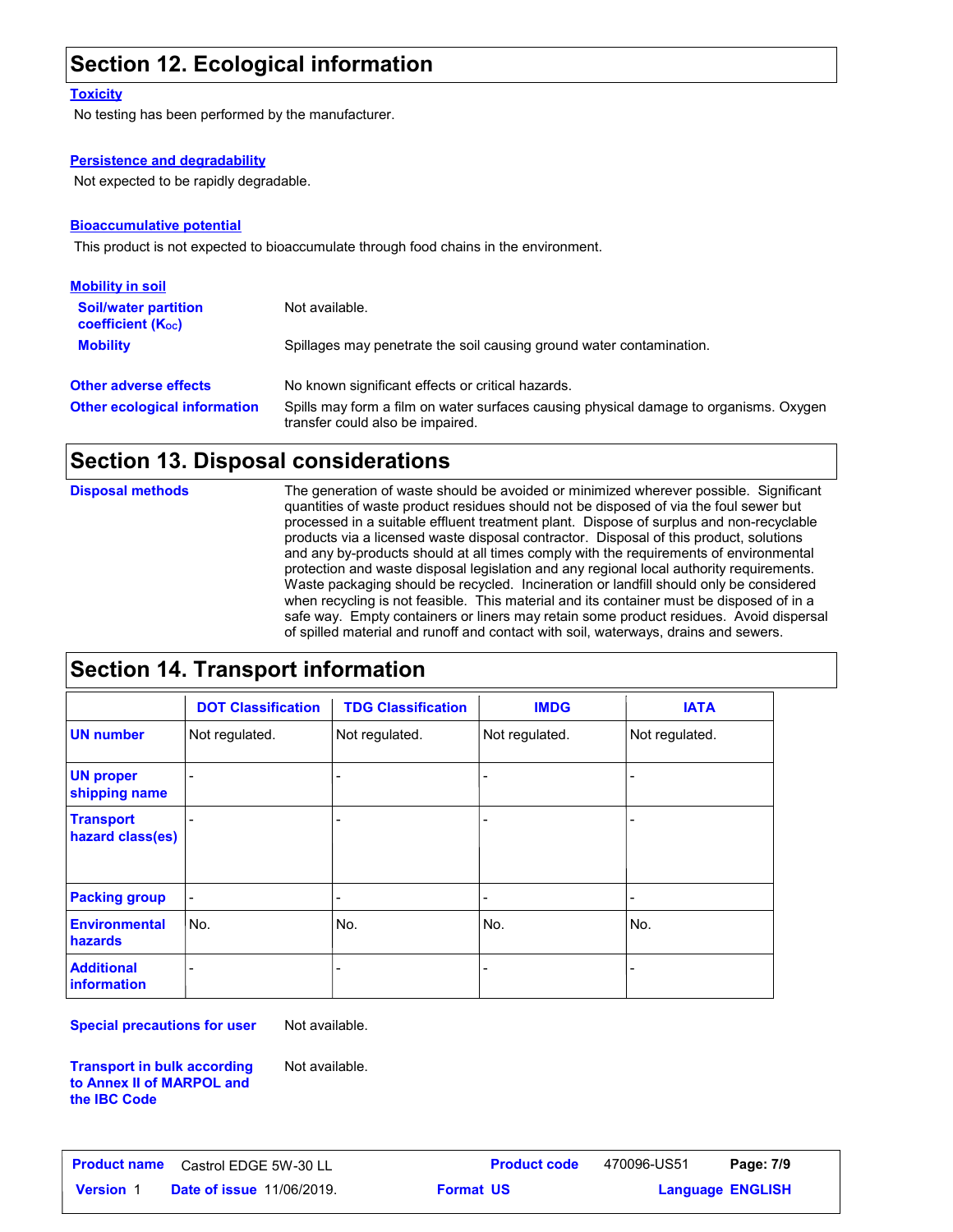## Section 12. Ecological information

### Toxicity

No testing has been performed by the manufacturer.

### Persistence and degradability

Not expected to be rapidly degradable.

### Bioaccumulative potential

This product is not expected to bioaccumulate through food chains in the environment.

### Mobility in soil

**Soil/water partition coefficient ($K_{OC}$)**: Not available.

**Mobility**: Spillages may penetrate the soil causing ground water contamination.

**Other adverse effects**: No known significant effects or critical hazards.

**Other ecological information**: Spills may form a film on water surfaces causing physical damage to organisms. Oxygen transfer could also be impaired.

## Section 13. Disposal considerations

**Disposal methods**: The generation of waste should be avoided or minimized wherever possible. Significant quantities of waste product residues should not be disposed of via the foul sewer but processed in a suitable effluent treatment plant. Dispose of surplus and non-recyclable products via a licensed waste disposal contractor. Disposal of this product, solutions and any by-products should at all times comply with the requirements of environmental protection and waste disposal legislation and any regional local authority requirements. Waste packaging should be recycled. Incineration or landfill should only be considered when recycling is not feasible. This material and its container must be disposed of in a safe way. Empty containers or liners may retain some product residues. Avoid dispersal of spilled material and runoff and contact with soil, waterways, drains and sewers.

## Section 14. Transport information

| | DOT Classification | TDG Classification | IMDG | IATA |
|---|---|---|---|---|
| UN number | Not regulated. | Not regulated. | Not regulated. | Not regulated. |
| UN proper shipping name | - | - | - | - |
| Transport hazard class(es) | - | - | - | - |
| Packing group | - | - | - | - |
| Environmental hazards | No. | No. | No. | No. |
| Additional information | - | - | - | - |

**Special precautions for user**: Not available.

**Transport in bulk according to Annex II of MARPOL and the IBC Code**: Not available.

| Product name | Castrol EDGE 5W-30 LL | Product code | 470096-US51 |
|---|---|---|---|
| Version 1 | Date of issue 11/06/2019. | Format US | Language ENGLISH |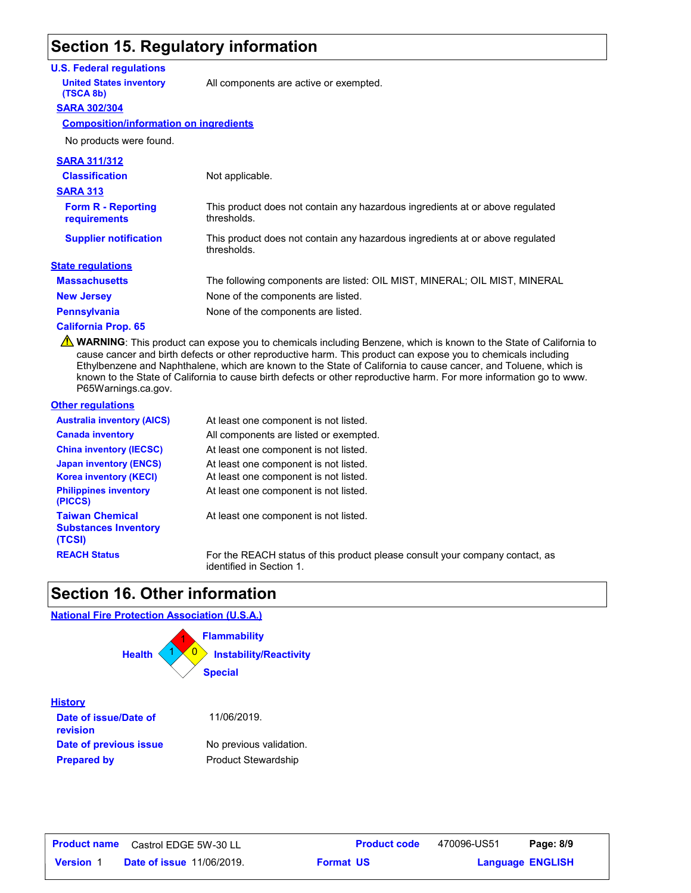# Section 15. Regulatory information

### U.S. Federal regulations

**United States inventory (TSCA 8b)**: All components are active or exempted.

**SARA 302/304**

**Composition/information on ingredients**

No products were found.

**SARA 311/312**

**Classification**: Not applicable.

**SARA 313**

| | |
|---|---|
| **Form R - Reporting requirements** | This product does not contain any hazardous ingredients at or above regulated thresholds. |
| **Supplier notification** | This product does not contain any hazardous ingredients at or above regulated thresholds. |

### State regulations

| | |
|---|---|
| **Massachusetts** | The following components are listed: OIL MIST, MINERAL; OIL MIST, MINERAL |
| **New Jersey** | None of the components are listed. |
| **Pennsylvania** | None of the components are listed. |

**California Prop. 65**

⚠ **WARNING**: This product can expose you to chemicals including Benzene, which is known to the State of California to cause cancer and birth defects or other reproductive harm. This product can expose you to chemicals including Ethylbenzene and Naphthalene, which are known to the State of California to cause cancer, and Toluene, which is known to the State of California to cause birth defects or other reproductive harm. For more information go to www. P65Warnings.ca.gov.

### Other regulations

| | |
|---|---|
| **Australia inventory (AICS)** | At least one component is not listed. |
| **Canada inventory** | All components are listed or exempted. |
| **China inventory (IECSC)** | At least one component is not listed. |
| **Japan inventory (ENCS)** | At least one component is not listed. |
| **Korea inventory (KECI)** | At least one component is not listed. |
| **Philippines inventory (PICCS)** | At least one component is not listed. |
| **Taiwan Chemical Substances Inventory (TCSI)** | At least one component is not listed. |
| **REACH Status** | For the REACH status of this product please consult your company contact, as identified in Section 1. |

# Section 16. Other information

### National Fire Protection Association (U.S.A.)

- Health: 1
- Flammability: 1
- Instability/Reactivity: 0
- Special:

### History

| | |
|---|---|
| **Date of issue/Date of revision** | 11/06/2019. |
| **Date of previous issue** | No previous validation. |
| **Prepared by** | Product Stewardship |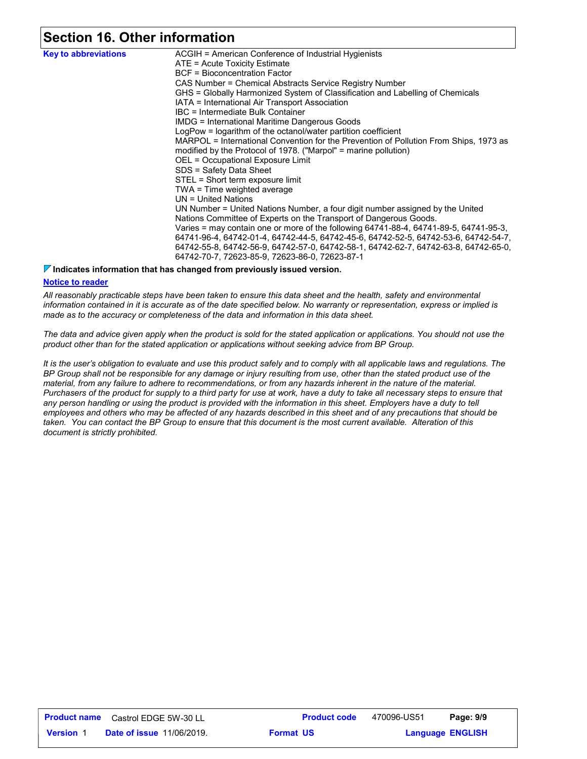## Section 16. Other information

**Key to abbreviations**

ACGIH = American Conference of Industrial Hygienists
ATE = Acute Toxicity Estimate
BCF = Bioconcentration Factor
CAS Number = Chemical Abstracts Service Registry Number
GHS = Globally Harmonized System of Classification and Labelling of Chemicals
IATA = International Air Transport Association
IBC = Intermediate Bulk Container
IMDG = International Maritime Dangerous Goods
LogPow = logarithm of the octanol/water partition coefficient
MARPOL = International Convention for the Prevention of Pollution From Ships, 1973 as modified by the Protocol of 1978. ("Marpol" = marine pollution)
OEL = Occupational Exposure Limit
SDS = Safety Data Sheet
STEL = Short term exposure limit
TWA = Time weighted average
UN = United Nations
UN Number = United Nations Number, a four digit number assigned by the United Nations Committee of Experts on the Transport of Dangerous Goods.
Varies = may contain one or more of the following 64741-88-4, 64741-89-5, 64741-95-3, 64741-96-4, 64742-01-4, 64742-44-5, 64742-45-6, 64742-52-5, 64742-53-6, 64742-54-7, 64742-55-8, 64742-56-9, 64742-57-0, 64742-58-1, 64742-62-7, 64742-63-8, 64742-65-0, 64742-70-7, 72623-85-9, 72623-86-0, 72623-87-1

**Indicates information that has changed from previously issued version.**

**Notice to reader**

*All reasonably practicable steps have been taken to ensure this data sheet and the health, safety and environmental information contained in it is accurate as of the date specified below. No warranty or representation, express or implied is made as to the accuracy or completeness of the data and information in this data sheet.*

*The data and advice given apply when the product is sold for the stated application or applications. You should not use the product other than for the stated application or applications without seeking advice from BP Group.*

*It is the user's obligation to evaluate and use this product safely and to comply with all applicable laws and regulations. The BP Group shall not be responsible for any damage or injury resulting from use, other than the stated product use of the material, from any failure to adhere to recommendations, or from any hazards inherent in the nature of the material. Purchasers of the product for supply to a third party for use at work, have a duty to take all necessary steps to ensure that any person handling or using the product is provided with the information in this sheet. Employers have a duty to tell employees and others who may be affected of any hazards described in this sheet and of any precautions that should be taken. You can contact the BP Group to ensure that this document is the most current available. Alteration of this document is strictly prohibited.*

| | | | | | |
|---|---|---|---|---|---|
| **Product name** | Castrol EDGE 5W-30 LL | **Product code** | 470096-US51 | | |
| **Version** 1 | **Date of issue** 11/06/2019. | **Format** US | | **Language** ENGLISH | |